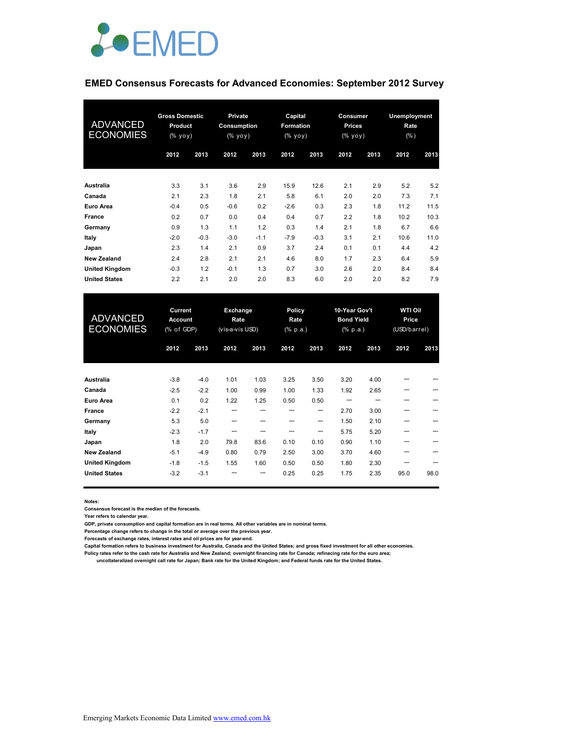# EMED Consensus Forecasts for Advanced Economies: September 2012 Survey

| ADVANCED ECONOMIES | Gross Domestic Product (% yoy) | | Private Consumption (% yoy) | | Capital Formation (% yoy) | | Consumer Prices (% yoy) | | Unemployment Rate (%) | |
|---|---|---|---|---|---|---|---|---|---|---|
| | 2012 | 2013 | 2012 | 2013 | 2012 | 2013 | 2012 | 2013 | 2012 | 2013 |
| Australia | 3.3 | 3.1 | 3.6 | 2.9 | 15.9 | 12.6 | 2.1 | 2.9 | 5.2 | 5.2 |
| Canada | 2.1 | 2.3 | 1.8 | 2.1 | 5.8 | 6.1 | 2.0 | 2.0 | 7.3 | 7.1 |
| Euro Area | -0.4 | 0.5 | -0.6 | 0.2 | -2.6 | 0.3 | 2.3 | 1.8 | 11.2 | 11.5 |
| France | 0.2 | 0.7 | 0.0 | 0.4 | 0.4 | 0.7 | 2.2 | 1.8 | 10.2 | 10.3 |
| Germany | 0.9 | 1.3 | 1.1 | 1.2 | 0.3 | 1.4 | 2.1 | 1.8 | 6.7 | 6.6 |
| Italy | -2.0 | -0.3 | -3.0 | -1.1 | -7.9 | -0.3 | 3.1 | 2.1 | 10.6 | 11.0 |
| Japan | 2.3 | 1.4 | 2.1 | 0.9 | 3.7 | 2.4 | 0.1 | 0.1 | 4.4 | 4.2 |
| New Zealand | 2.4 | 2.8 | 2.1 | 2.1 | 4.6 | 8.0 | 1.7 | 2.3 | 6.4 | 5.9 |
| United Kingdom | -0.3 | 1.2 | -0.1 | 1.3 | 0.7 | 3.0 | 2.6 | 2.0 | 8.4 | 8.4 |
| United States | 2.2 | 2.1 | 2.0 | 2.0 | 8.3 | 6.0 | 2.0 | 2.0 | 8.2 | 7.9 |

| ADVANCED ECONOMIES | Current Account (% of GDP) | | Exchange Rate (vis-a-vis USD) | | Policy Rate (% p.a.) | | 10-Year Gov't Bond Yield (% p.a.) | | WTI Oil Price (USD/barrel) | |
|---|---|---|---|---|---|---|---|---|---|---|
| | 2012 | 2013 | 2012 | 2013 | 2012 | 2013 | 2012 | 2013 | 2012 | 2013 |
| Australia | -3.8 | -4.0 | 1.01 | 1.03 | 3.25 | 3.50 | 3.20 | 4.00 | --- | --- |
| Canada | -2.5 | -2.2 | 1.00 | 0.99 | 1.00 | 1.33 | 1.92 | 2.65 | --- | --- |
| Euro Area | 0.1 | 0.2 | 1.22 | 1.25 | 0.50 | 0.50 | --- | --- | --- | --- |
| France | -2.2 | -2.1 | --- | --- | --- | --- | 2.70 | 3.00 | --- | --- |
| Germany | 5.3 | 5.0 | --- | --- | --- | --- | 1.50 | 2.10 | --- | --- |
| Italy | -2.3 | -1.7 | --- | --- | --- | --- | 5.75 | 5.20 | --- | --- |
| Japan | 1.8 | 2.0 | 79.8 | 83.6 | 0.10 | 0.10 | 0.90 | 1.10 | --- | --- |
| New Zealand | -5.1 | -4.9 | 0.80 | 0.79 | 2.50 | 3.00 | 3.70 | 4.60 | --- | --- |
| United Kingdom | -1.8 | -1.5 | 1.55 | 1.60 | 0.50 | 0.50 | 1.80 | 2.30 | --- | --- |
| United States | -3.2 | -3.1 | --- | --- | 0.25 | 0.25 | 1.75 | 2.35 | 95.0 | 98.0 |

**Notes:**

**Consensus forecast is the median of the forecasts.**

**Year refers to calendar year.**

**GDP, private consumption and capital formation are in real terms. All other variables are in nominal terms.**

**Percentage change refers to change in the total or average over the previous year.**

**Forecasts of exchange rates, interest rates and oil prices are for year-end.**

**Capital formation refers to business investment for Australia, Canada and the United States; and gross fixed investment for all other economies.**

**Policy rates refer to the cash rate for Australia and New Zealand; overnight financing rate for Canada; refinacing rate for the euro area; uncollateralized overnight call rate for Japan; Bank rate for the United Kingdom; and Federal funds rate for the United States.**

Emerging Markets Economic Data Limited www.emed.com.hk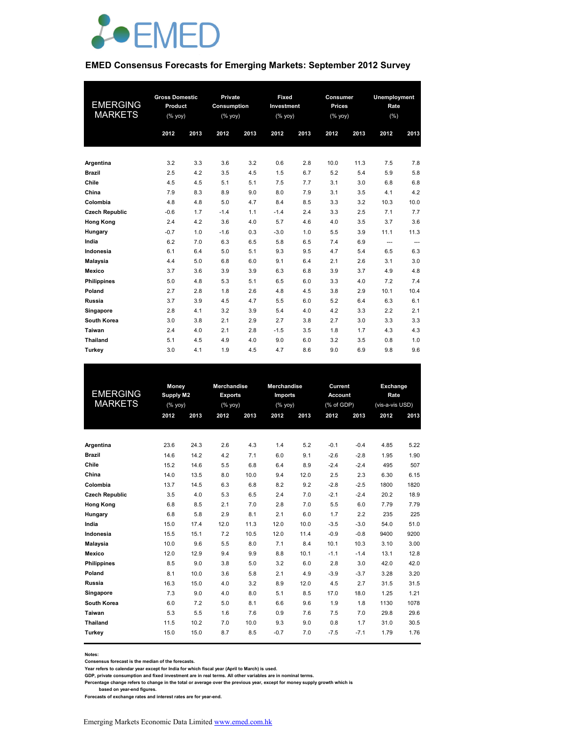EMED

## EMED Consensus Forecasts for Emerging Markets: September 2012 Survey

| EMERGING MARKETS | Gross Domestic Product (% yoy) | | Private Consumption (% yoy) | | Fixed Investment (% yoy) | | Consumer Prices (% yoy) | | Unemployment Rate (%) | |
|---|---|---|---|---|---|---|---|---|---|---|
| | 2012 | 2013 | 2012 | 2013 | 2012 | 2013 | 2012 | 2013 | 2012 | 2013 |
| **Argentina** | 3.2 | 3.3 | 3.6 | 3.2 | 0.6 | 2.8 | 10.0 | 11.3 | 7.5 | 7.8 |
| **Brazil** | 2.5 | 4.2 | 3.5 | 4.5 | 1.5 | 6.7 | 5.2 | 5.4 | 5.9 | 5.8 |
| **Chile** | 4.5 | 4.5 | 5.1 | 5.1 | 7.5 | 7.7 | 3.1 | 3.0 | 6.8 | 6.8 |
| **China** | 7.9 | 8.3 | 8.9 | 9.0 | 8.0 | 7.9 | 3.1 | 3.5 | 4.1 | 4.2 |
| **Colombia** | 4.8 | 4.8 | 5.0 | 4.7 | 8.4 | 8.5 | 3.3 | 3.2 | 10.3 | 10.0 |
| **Czech Republic** | -0.6 | 1.7 | -1.4 | 1.1 | -1.4 | 2.4 | 3.3 | 2.5 | 7.1 | 7.7 |
| **Hong Kong** | 2.4 | 4.2 | 3.6 | 4.0 | 5.7 | 4.6 | 4.0 | 3.5 | 3.7 | 3.6 |
| **Hungary** | -0.7 | 1.0 | -1.6 | 0.3 | -3.0 | 1.0 | 5.5 | 3.9 | 11.1 | 11.3 |
| **India** | 6.2 | 7.0 | 6.3 | 6.5 | 5.8 | 6.5 | 7.4 | 6.9 | --- | --- |
| **Indonesia** | 6.1 | 6.4 | 5.0 | 5.1 | 9.3 | 9.5 | 4.7 | 5.4 | 6.5 | 6.3 |
| **Malaysia** | 4.4 | 5.0 | 6.8 | 6.0 | 9.1 | 6.4 | 2.1 | 2.6 | 3.1 | 3.0 |
| **Mexico** | 3.7 | 3.6 | 3.9 | 3.9 | 6.3 | 6.8 | 3.9 | 3.7 | 4.9 | 4.8 |
| **Philippines** | 5.0 | 4.8 | 5.3 | 5.1 | 6.5 | 6.0 | 3.3 | 4.0 | 7.2 | 7.4 |
| **Poland** | 2.7 | 2.8 | 1.8 | 2.6 | 4.8 | 4.5 | 3.8 | 2.9 | 10.1 | 10.4 |
| **Russia** | 3.7 | 3.9 | 4.5 | 4.7 | 5.5 | 6.0 | 5.2 | 6.4 | 6.3 | 6.1 |
| **Singapore** | 2.8 | 4.1 | 3.2 | 3.9 | 5.4 | 4.0 | 4.2 | 3.3 | 2.2 | 2.1 |
| **South Korea** | 3.0 | 3.8 | 2.1 | 2.9 | 2.7 | 3.8 | 2.7 | 3.0 | 3.3 | 3.3 |
| **Taiwan** | 2.4 | 4.0 | 2.1 | 2.8 | -1.5 | 3.5 | 1.8 | 1.7 | 4.3 | 4.3 |
| **Thailand** | 5.1 | 4.5 | 4.9 | 4.0 | 9.0 | 6.0 | 3.2 | 3.5 | 0.8 | 1.0 |
| **Turkey** | 3.0 | 4.1 | 1.9 | 4.5 | 4.7 | 8.6 | 9.0 | 6.9 | 9.8 | 9.6 |

| EMERGING MARKETS | Money Supply M2 (% yoy) | | Merchandise Exports (% yoy) | | Merchandise Imports (% yoy) | | Current Account (% of GDP) | | Exchange Rate (vis-a-vis USD) | |
|---|---|---|---|---|---|---|---|---|---|---|
| | 2012 | 2013 | 2012 | 2013 | 2012 | 2013 | 2012 | 2013 | 2012 | 2013 |
| **Argentina** | 23.6 | 24.3 | 2.6 | 4.3 | 1.4 | 5.2 | -0.1 | -0.4 | 4.85 | 5.22 |
| **Brazil** | 14.6 | 14.2 | 4.2 | 7.1 | 6.0 | 9.1 | -2.6 | -2.8 | 1.95 | 1.90 |
| **Chile** | 15.2 | 14.6 | 5.5 | 6.8 | 6.4 | 8.9 | -2.4 | -2.4 | 495 | 507 |
| **China** | 14.0 | 13.5 | 8.0 | 10.0 | 9.4 | 12.0 | 2.5 | 2.3 | 6.30 | 6.15 |
| **Colombia** | 13.7 | 14.5 | 6.3 | 6.8 | 8.2 | 9.2 | -2.8 | -2.5 | 1800 | 1820 |
| **Czech Republic** | 3.5 | 4.0 | 5.3 | 6.5 | 2.4 | 7.0 | -2.1 | -2.4 | 20.2 | 18.9 |
| **Hong Kong** | 6.8 | 8.5 | 2.1 | 7.0 | 2.8 | 7.0 | 5.5 | 6.0 | 7.79 | 7.79 |
| **Hungary** | 6.8 | 5.8 | 2.9 | 8.1 | 2.1 | 6.0 | 1.7 | 2.2 | 235 | 225 |
| **India** | 15.0 | 17.4 | 12.0 | 11.3 | 12.0 | 10.0 | -3.5 | -3.0 | 54.0 | 51.0 |
| **Indonesia** | 15.5 | 15.1 | 7.2 | 10.5 | 12.0 | 11.4 | -0.9 | -0.8 | 9400 | 9200 |
| **Malaysia** | 10.0 | 9.6 | 5.5 | 8.0 | 7.1 | 8.4 | 10.1 | 10.3 | 3.10 | 3.00 |
| **Mexico** | 12.0 | 12.9 | 9.4 | 9.9 | 8.8 | 10.1 | -1.1 | -1.4 | 13.1 | 12.8 |
| **Philippines** | 8.5 | 9.0 | 3.8 | 5.0 | 3.2 | 6.0 | 2.8 | 3.0 | 42.0 | 42.0 |
| **Poland** | 8.1 | 10.0 | 3.6 | 5.8 | 2.1 | 4.9 | -3.9 | -3.7 | 3.28 | 3.20 |
| **Russia** | 16.3 | 15.0 | 4.0 | 3.2 | 8.9 | 12.0 | 4.5 | 2.7 | 31.5 | 31.5 |
| **Singapore** | 7.3 | 9.0 | 4.0 | 8.0 | 5.1 | 8.5 | 17.0 | 18.0 | 1.25 | 1.21 |
| **South Korea** | 6.0 | 7.2 | 5.0 | 8.1 | 6.6 | 9.6 | 1.9 | 1.8 | 1130 | 1078 |
| **Taiwan** | 5.3 | 5.5 | 1.6 | 7.6 | 0.9 | 7.6 | 7.5 | 7.0 | 29.8 | 29.6 |
| **Thailand** | 11.5 | 10.2 | 7.0 | 10.0 | 9.3 | 9.0 | 0.8 | 1.7 | 31.0 | 30.5 |
| **Turkey** | 15.0 | 15.0 | 8.7 | 8.5 | -0.7 | 7.0 | -7.5 | -7.1 | 1.79 | 1.76 |

**Notes:**
**Consensus forecast is the median of the forecasts.**
**Year refers to calendar year except for India for which fiscal year (April to March) is used.**
**GDP, private consumption and fixed investment are in real terms. All other variables are in nominal terms.**
**Percentage change refers to change in the total or average over the previous year, except for money supply growth which is based on year-end figures.**
**Forecasts of exchange rates and interest rates are for year-end.**

Emerging Markets Economic Data Limited www.emed.com.hk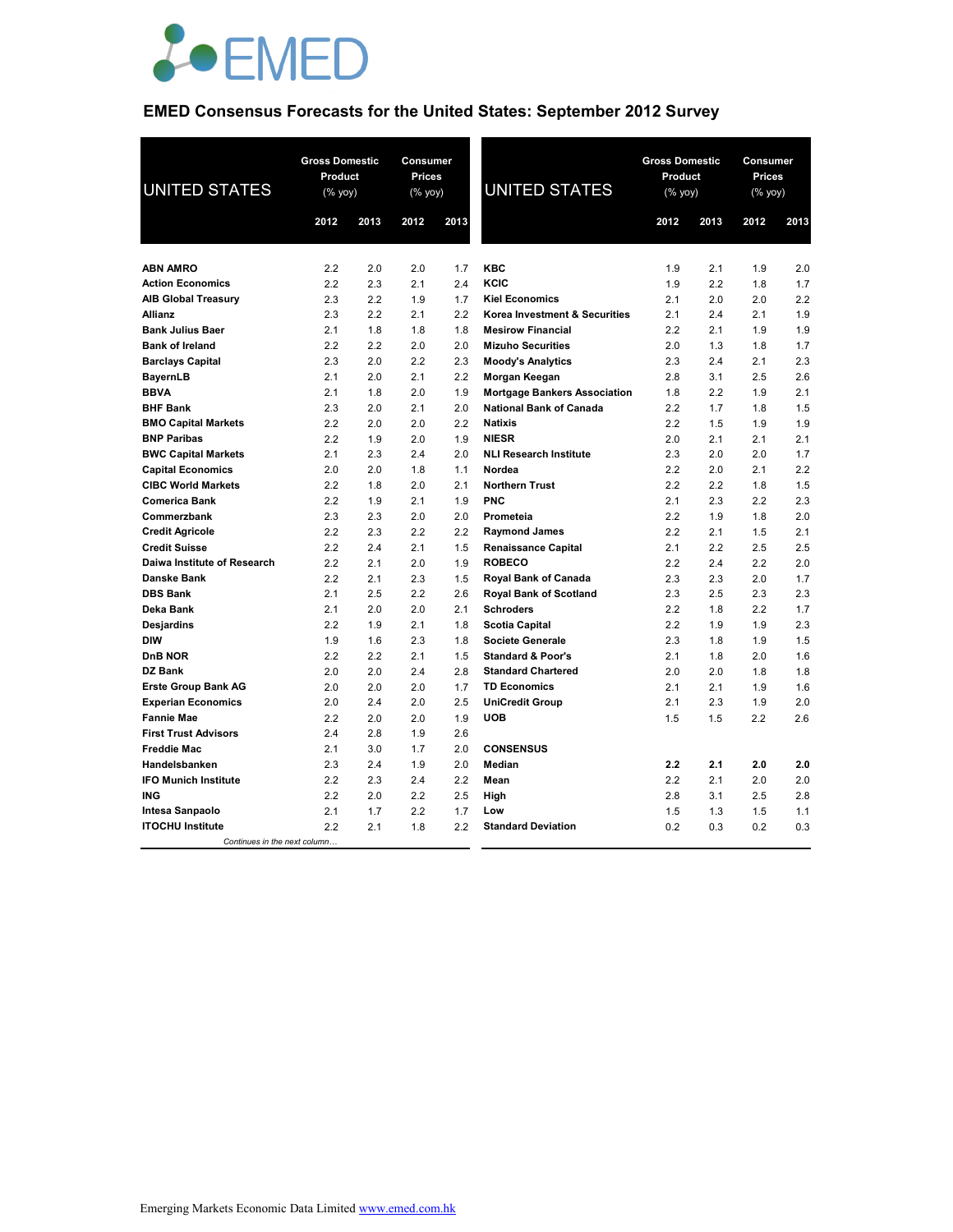# EMED Consensus Forecasts for the United States: September 2012 Survey

| UNITED STATES | Gross Domestic Product (% yoy) | | Consumer Prices (% yoy) | |
|---|---|---|---|---|
| | 2012 | 2013 | 2012 | 2013 |
| **ABN AMRO** | 2.2 | 2.0 | 2.0 | 1.7 |
| **Action Economics** | 2.2 | 2.3 | 2.1 | 2.4 |
| **AIB Global Treasury** | 2.3 | 2.2 | 1.9 | 1.7 |
| **Allianz** | 2.3 | 2.2 | 2.1 | 2.2 |
| **Bank Julius Baer** | 2.1 | 1.8 | 1.8 | 1.8 |
| **Bank of Ireland** | 2.2 | 2.2 | 2.0 | 2.0 |
| **Barclays Capital** | 2.3 | 2.0 | 2.2 | 2.3 |
| **BayernLB** | 2.1 | 2.0 | 2.1 | 2.2 |
| **BBVA** | 2.1 | 1.8 | 2.0 | 1.9 |
| **BHF Bank** | 2.3 | 2.0 | 2.1 | 2.0 |
| **BMO Capital Markets** | 2.2 | 2.0 | 2.0 | 2.2 |
| **BNP Paribas** | 2.2 | 1.9 | 2.0 | 1.9 |
| **BWC Capital Markets** | 2.1 | 2.3 | 2.4 | 2.0 |
| **Capital Economics** | 2.0 | 2.0 | 1.8 | 1.1 |
| **CIBC World Markets** | 2.2 | 1.8 | 2.0 | 2.1 |
| **Comerica Bank** | 2.2 | 1.9 | 2.1 | 1.9 |
| **Commerzbank** | 2.3 | 2.3 | 2.0 | 2.0 |
| **Credit Agricole** | 2.2 | 2.3 | 2.2 | 2.2 |
| **Credit Suisse** | 2.2 | 2.4 | 2.1 | 1.5 |
| **Daiwa Institute of Research** | 2.2 | 2.1 | 2.0 | 1.9 |
| **Danske Bank** | 2.2 | 2.1 | 2.3 | 1.5 |
| **DBS Bank** | 2.1 | 2.5 | 2.2 | 2.6 |
| **Deka Bank** | 2.1 | 2.0 | 2.0 | 2.1 |
| **Desjardins** | 2.2 | 1.9 | 2.1 | 1.8 |
| **DIW** | 1.9 | 1.6 | 2.3 | 1.8 |
| **DnB NOR** | 2.2 | 2.2 | 2.1 | 1.5 |
| **DZ Bank** | 2.0 | 2.0 | 2.4 | 2.8 |
| **Erste Group Bank AG** | 2.0 | 2.0 | 2.0 | 1.7 |
| **Experian Economics** | 2.0 | 2.4 | 2.0 | 2.5 |
| **Fannie Mae** | 2.2 | 2.0 | 2.0 | 1.9 |
| **First Trust Advisors** | 2.4 | 2.8 | 1.9 | 2.6 |
| **Freddie Mac** | 2.1 | 3.0 | 1.7 | 2.0 |
| **Handelsbanken** | 2.3 | 2.4 | 1.9 | 2.0 |
| **IFO Munich Institute** | 2.2 | 2.3 | 2.4 | 2.2 |
| **ING** | 2.2 | 2.0 | 2.2 | 2.5 |
| **Intesa Sanpaolo** | 2.1 | 1.7 | 2.2 | 1.7 |
| **ITOCHU Institute** | 2.2 | 2.1 | 1.8 | 2.2 |
| **KBC** | 1.9 | 2.1 | 1.9 | 2.0 |
| **KCIC** | 1.9 | 2.2 | 1.8 | 1.7 |
| **Kiel Economics** | 2.1 | 2.0 | 2.0 | 2.2 |
| **Korea Investment & Securities** | 2.1 | 2.4 | 2.1 | 1.9 |
| **Mesirow Financial** | 2.2 | 2.1 | 1.9 | 1.9 |
| **Mizuho Securities** | 2.0 | 1.3 | 1.8 | 1.7 |
| **Moody's Analytics** | 2.3 | 2.4 | 2.1 | 2.3 |
| **Morgan Keegan** | 2.8 | 3.1 | 2.5 | 2.6 |
| **Mortgage Bankers Association** | 1.8 | 2.2 | 1.9 | 2.1 |
| **National Bank of Canada** | 2.2 | 1.7 | 1.8 | 1.5 |
| **Natixis** | 2.2 | 1.5 | 1.9 | 1.9 |
| **NIESR** | 2.0 | 2.1 | 2.1 | 2.1 |
| **NLI Research Institute** | 2.3 | 2.0 | 2.0 | 1.7 |
| **Nordea** | 2.2 | 2.0 | 2.1 | 2.2 |
| **Northern Trust** | 2.2 | 2.2 | 1.8 | 1.5 |
| **PNC** | 2.1 | 2.3 | 2.2 | 2.3 |
| **Prometeia** | 2.2 | 1.9 | 1.8 | 2.0 |
| **Raymond James** | 2.2 | 2.1 | 1.5 | 2.1 |
| **Renaissance Capital** | 2.1 | 2.2 | 2.5 | 2.5 |
| **ROBECO** | 2.2 | 2.4 | 2.2 | 2.0 |
| **Royal Bank of Canada** | 2.3 | 2.3 | 2.0 | 1.7 |
| **Royal Bank of Scotland** | 2.3 | 2.5 | 2.3 | 2.3 |
| **Schroders** | 2.2 | 1.8 | 2.2 | 1.7 |
| **Scotia Capital** | 2.2 | 1.9 | 1.9 | 2.3 |
| **Societe Generale** | 2.3 | 1.8 | 1.9 | 1.5 |
| **Standard & Poor's** | 2.1 | 1.8 | 2.0 | 1.6 |
| **Standard Chartered** | 2.0 | 2.0 | 1.8 | 1.8 |
| **TD Economics** | 2.1 | 2.1 | 1.9 | 1.6 |
| **UniCredit Group** | 2.1 | 2.3 | 1.9 | 2.0 |
| **UOB** | 1.5 | 1.5 | 2.2 | 2.6 |
| **CONSENSUS** | | | | |
| **Median** | **2.2** | **2.1** | **2.0** | **2.0** |
| **Mean** | 2.2 | 2.1 | 2.0 | 2.0 |
| **High** | 2.8 | 3.1 | 2.5 | 2.8 |
| **Low** | 1.5 | 1.3 | 1.5 | 1.1 |
| **Standard Deviation** | 0.2 | 0.3 | 0.2 | 0.3 |

Emerging Markets Economic Data Limited www.emed.com.hk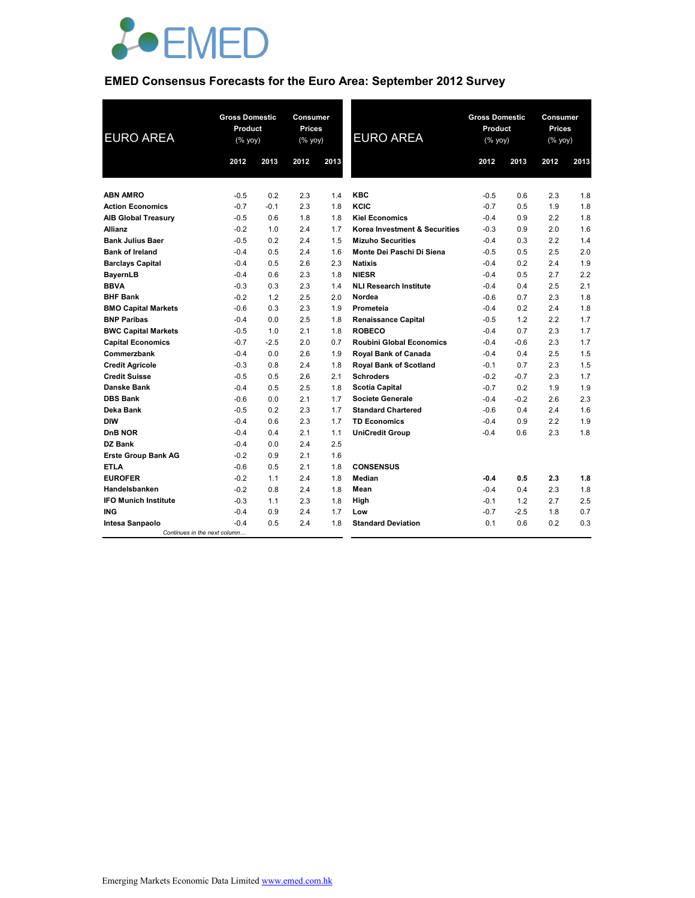# EMED Consensus Forecasts for the Euro Area: September 2012 Survey

| EURO AREA | Gross Domestic Product (% yoy) | | Consumer Prices (% yoy) | |
|---|---|---|---|---|
| | 2012 | 2013 | 2012 | 2013 |
| **ABN AMRO** | -0.5 | 0.2 | 2.3 | 1.4 |
| **Action Economics** | -0.7 | -0.1 | 2.3 | 1.8 |
| **AIB Global Treasury** | -0.5 | 0.6 | 1.8 | 1.8 |
| **Allianz** | -0.2 | 1.0 | 2.4 | 1.7 |
| **Bank Julius Baer** | -0.5 | 0.2 | 2.4 | 1.5 |
| **Bank of Ireland** | -0.4 | 0.5 | 2.4 | 1.6 |
| **Barclays Capital** | -0.4 | 0.5 | 2.6 | 2.3 |
| **BayernLB** | -0.4 | 0.6 | 2.3 | 1.8 |
| **BBVA** | -0.3 | 0.3 | 2.3 | 1.4 |
| **BHF Bank** | -0.2 | 1.2 | 2.5 | 2.0 |
| **BMO Capital Markets** | -0.6 | 0.3 | 2.3 | 1.9 |
| **BNP Paribas** | -0.4 | 0.0 | 2.5 | 1.8 |
| **BWC Capital Markets** | -0.5 | 1.0 | 2.1 | 1.8 |
| **Capital Economics** | -0.7 | -2.5 | 2.0 | 0.7 |
| **Commerzbank** | -0.4 | 0.0 | 2.6 | 1.9 |
| **Credit Agricole** | -0.3 | 0.8 | 2.4 | 1.8 |
| **Credit Suisse** | -0.5 | 0.5 | 2.6 | 2.1 |
| **Danske Bank** | -0.4 | 0.5 | 2.5 | 1.8 |
| **DBS Bank** | -0.6 | 0.0 | 2.1 | 1.7 |
| **Deka Bank** | -0.5 | 0.2 | 2.3 | 1.7 |
| **DIW** | -0.4 | 0.6 | 2.3 | 1.7 |
| **DnB NOR** | -0.4 | 0.4 | 2.1 | 1.1 |
| **DZ Bank** | -0.4 | 0.0 | 2.4 | 2.5 |
| **Erste Group Bank AG** | -0.2 | 0.9 | 2.1 | 1.6 |
| **ETLA** | -0.6 | 0.5 | 2.1 | 1.8 |
| **EUROFER** | -0.2 | 1.1 | 2.4 | 1.8 |
| **Handelsbanken** | -0.2 | 0.8 | 2.4 | 1.8 |
| **IFO Munich Institute** | -0.3 | 1.1 | 2.3 | 1.8 |
| **ING** | -0.4 | 0.9 | 2.4 | 1.7 |
| **Intesa Sanpaolo** | -0.4 | 0.5 | 2.4 | 1.8 |
| **KBC** | -0.5 | 0.6 | 2.3 | 1.8 |
| **KCIC** | -0.7 | 0.5 | 1.9 | 1.8 |
| **Kiel Economics** | -0.4 | 0.9 | 2.2 | 1.8 |
| **Korea Investment & Securities** | -0.3 | 0.9 | 2.0 | 1.6 |
| **Mizuho Securities** | -0.4 | 0.3 | 2.2 | 1.4 |
| **Monte Dei Paschi Di Siena** | -0.5 | 0.5 | 2.5 | 2.0 |
| **Natixis** | -0.4 | 0.2 | 2.4 | 1.9 |
| **NIESR** | -0.4 | 0.5 | 2.7 | 2.2 |
| **NLI Research Institute** | -0.4 | 0.4 | 2.5 | 2.1 |
| **Nordea** | -0.6 | 0.7 | 2.3 | 1.8 |
| **Prometeia** | -0.4 | 0.2 | 2.4 | 1.8 |
| **Renaissance Capital** | -0.5 | 1.2 | 2.2 | 1.7 |
| **ROBECO** | -0.4 | 0.7 | 2.3 | 1.7 |
| **Roubini Global Economics** | -0.4 | -0.6 | 2.3 | 1.7 |
| **Royal Bank of Canada** | -0.4 | 0.4 | 2.5 | 1.5 |
| **Royal Bank of Scotland** | -0.1 | 0.7 | 2.3 | 1.5 |
| **Schroders** | -0.2 | -0.7 | 2.3 | 1.7 |
| **Scotia Capital** | -0.7 | 0.2 | 1.9 | 1.9 |
| **Societe Generale** | -0.4 | -0.2 | 2.6 | 2.3 |
| **Standard Chartered** | -0.6 | 0.4 | 2.4 | 1.6 |
| **TD Economics** | -0.4 | 0.9 | 2.2 | 1.9 |
| **UniCredit Group** | -0.4 | 0.6 | 2.3 | 1.8 |
| **CONSENSUS** | | | | |
| **Median** | **-0.4** | **0.5** | **2.3** | **1.8** |
| **Mean** | -0.4 | 0.4 | 2.3 | 1.8 |
| **High** | -0.1 | 1.2 | 2.7 | 2.5 |
| **Low** | -0.7 | -2.5 | 1.8 | 0.7 |
| **Standard Deviation** | 0.1 | 0.6 | 0.2 | 0.3 |

*Continues in the next column…*

Emerging Markets Economic Data Limited www.emed.com.hk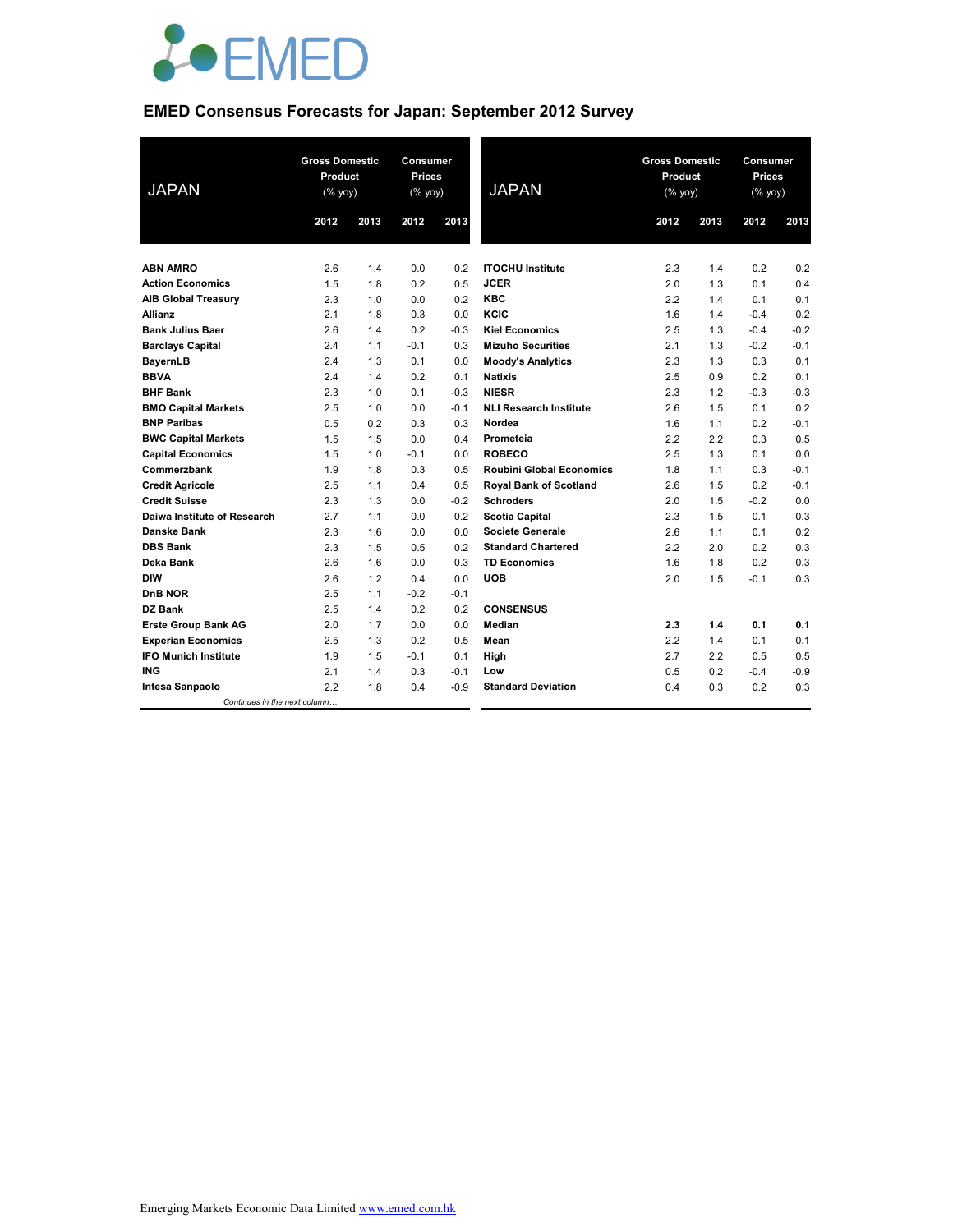# EMED Consensus Forecasts for Japan: September 2012 Survey

| JAPAN | Gross Domestic Product (% yoy) | | Consumer Prices (% yoy) | |
|---|---|---|---|---|
| | 2012 | 2013 | 2012 | 2013 |
| **ABN AMRO** | 2.6 | 1.4 | 0.0 | 0.2 |
| **Action Economics** | 1.5 | 1.8 | 0.2 | 0.5 |
| **AIB Global Treasury** | 2.3 | 1.0 | 0.0 | 0.2 |
| **Allianz** | 2.1 | 1.8 | 0.3 | 0.0 |
| **Bank Julius Baer** | 2.6 | 1.4 | 0.2 | -0.3 |
| **Barclays Capital** | 2.4 | 1.1 | -0.1 | 0.3 |
| **BayernLB** | 2.4 | 1.3 | 0.1 | 0.0 |
| **BBVA** | 2.4 | 1.4 | 0.2 | 0.1 |
| **BHF Bank** | 2.3 | 1.0 | 0.1 | -0.3 |
| **BMO Capital Markets** | 2.5 | 1.0 | 0.0 | -0.1 |
| **BNP Paribas** | 0.5 | 0.2 | 0.3 | 0.3 |
| **BWC Capital Markets** | 1.5 | 1.5 | 0.0 | 0.4 |
| **Capital Economics** | 1.5 | 1.0 | -0.1 | 0.0 |
| **Commerzbank** | 1.9 | 1.8 | 0.3 | 0.5 |
| **Credit Agricole** | 2.5 | 1.1 | 0.4 | 0.5 |
| **Credit Suisse** | 2.3 | 1.3 | 0.0 | -0.2 |
| **Daiwa Institute of Research** | 2.7 | 1.1 | 0.0 | 0.2 |
| **Danske Bank** | 2.3 | 1.6 | 0.0 | 0.0 |
| **DBS Bank** | 2.3 | 1.5 | 0.5 | 0.2 |
| **Deka Bank** | 2.6 | 1.6 | 0.0 | 0.3 |
| **DIW** | 2.6 | 1.2 | 0.4 | 0.0 |
| **DnB NOR** | 2.5 | 1.1 | -0.2 | -0.1 |
| **DZ Bank** | 2.5 | 1.4 | 0.2 | 0.2 |
| **Erste Group Bank AG** | 2.0 | 1.7 | 0.0 | 0.0 |
| **Experian Economics** | 2.5 | 1.3 | 0.2 | 0.5 |
| **IFO Munich Institute** | 1.9 | 1.5 | -0.1 | 0.1 |
| **ING** | 2.1 | 1.4 | 0.3 | -0.1 |
| **Intesa Sanpaolo** | 2.2 | 1.8 | 0.4 | -0.9 |
| **ITOCHU Institute** | 2.3 | 1.4 | 0.2 | 0.2 |
| **JCER** | 2.0 | 1.3 | 0.1 | 0.4 |
| **KBC** | 2.2 | 1.4 | 0.1 | 0.1 |
| **KCIC** | 1.6 | 1.4 | -0.4 | 0.2 |
| **Kiel Economics** | 2.5 | 1.3 | -0.4 | -0.2 |
| **Mizuho Securities** | 2.1 | 1.3 | -0.2 | -0.1 |
| **Moody's Analytics** | 2.3 | 1.3 | 0.3 | 0.1 |
| **Natixis** | 2.5 | 0.9 | 0.2 | 0.1 |
| **NIESR** | 2.3 | 1.2 | -0.3 | -0.3 |
| **NLI Research Institute** | 2.6 | 1.5 | 0.1 | 0.2 |
| **Nordea** | 1.6 | 1.1 | 0.2 | -0.1 |
| **Prometeia** | 2.2 | 2.2 | 0.3 | 0.5 |
| **ROBECO** | 2.5 | 1.3 | 0.1 | 0.0 |
| **Roubini Global Economics** | 1.8 | 1.1 | 0.3 | -0.1 |
| **Royal Bank of Scotland** | 2.6 | 1.5 | 0.2 | -0.1 |
| **Schroders** | 2.0 | 1.5 | -0.2 | 0.0 |
| **Scotia Capital** | 2.3 | 1.5 | 0.1 | 0.3 |
| **Societe Generale** | 2.6 | 1.1 | 0.1 | 0.2 |
| **Standard Chartered** | 2.2 | 2.0 | 0.2 | 0.3 |
| **TD Economics** | 1.6 | 1.8 | 0.2 | 0.3 |
| **UOB** | 2.0 | 1.5 | -0.1 | 0.3 |
| **CONSENSUS** | | | | |
| **Median** | **2.3** | **1.4** | **0.1** | **0.1** |
| **Mean** | 2.2 | 1.4 | 0.1 | 0.1 |
| **High** | 2.7 | 2.2 | 0.5 | 0.5 |
| **Low** | 0.5 | 0.2 | -0.4 | -0.9 |
| **Standard Deviation** | 0.4 | 0.3 | 0.2 | 0.3 |

Emerging Markets Economic Data Limited www.emed.com.hk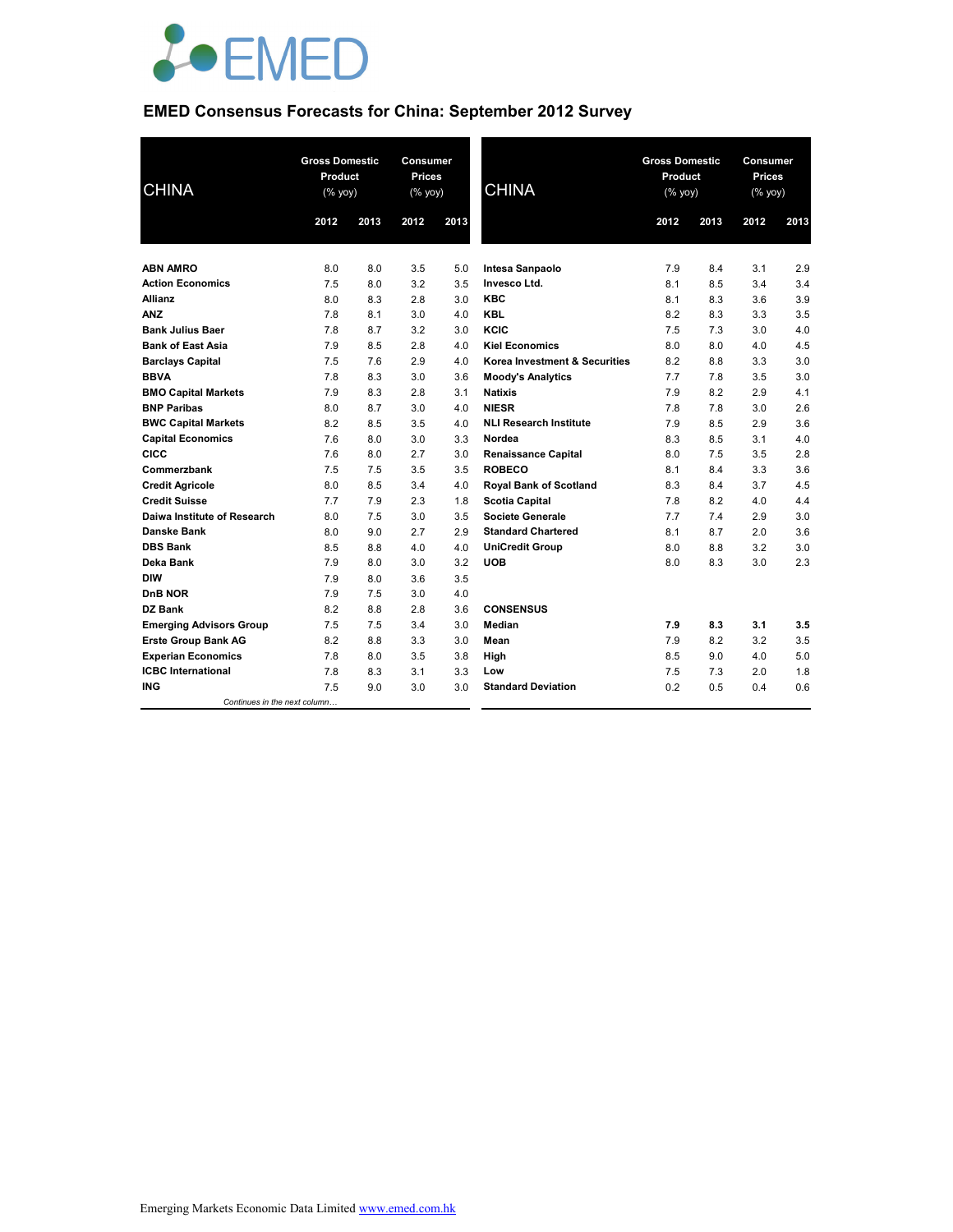# EMED Consensus Forecasts for China: September 2012 Survey

| CHINA | Gross Domestic Product (% yoy) | | Consumer Prices (% yoy) | |
|---|---|---|---|---|
| | 2012 | 2013 | 2012 | 2013 |
| **ABN AMRO** | 8.0 | 8.0 | 3.5 | 5.0 |
| **Action Economics** | 7.5 | 8.0 | 3.2 | 3.5 |
| **Allianz** | 8.0 | 8.3 | 2.8 | 3.0 |
| **ANZ** | 7.8 | 8.1 | 3.0 | 4.0 |
| **Bank Julius Baer** | 7.8 | 8.7 | 3.2 | 3.0 |
| **Bank of East Asia** | 7.9 | 8.5 | 2.8 | 4.0 |
| **Barclays Capital** | 7.5 | 7.6 | 2.9 | 4.0 |
| **BBVA** | 7.8 | 8.3 | 3.0 | 3.6 |
| **BMO Capital Markets** | 7.9 | 8.3 | 2.8 | 3.1 |
| **BNP Paribas** | 8.0 | 8.7 | 3.0 | 4.0 |
| **BWC Capital Markets** | 8.2 | 8.5 | 3.5 | 4.0 |
| **Capital Economics** | 7.6 | 8.0 | 3.0 | 3.3 |
| **CICC** | 7.6 | 8.0 | 2.7 | 3.0 |
| **Commerzbank** | 7.5 | 7.5 | 3.5 | 3.5 |
| **Credit Agricole** | 8.0 | 8.5 | 3.4 | 4.0 |
| **Credit Suisse** | 7.7 | 7.9 | 2.3 | 1.8 |
| **Daiwa Institute of Research** | 8.0 | 7.5 | 3.0 | 3.5 |
| **Danske Bank** | 8.0 | 9.0 | 2.7 | 2.9 |
| **DBS Bank** | 8.5 | 8.8 | 4.0 | 4.0 |
| **Deka Bank** | 7.9 | 8.0 | 3.0 | 3.2 |
| **DIW** | 7.9 | 8.0 | 3.6 | 3.5 |
| **DnB NOR** | 7.9 | 7.5 | 3.0 | 4.0 |
| **DZ Bank** | 8.2 | 8.8 | 2.8 | 3.6 |
| **Emerging Advisors Group** | 7.5 | 7.5 | 3.4 | 3.0 |
| **Erste Group Bank AG** | 8.2 | 8.8 | 3.3 | 3.0 |
| **Experian Economics** | 7.8 | 8.0 | 3.5 | 3.8 |
| **ICBC International** | 7.8 | 8.3 | 3.1 | 3.3 |
| **ING** | 7.5 | 9.0 | 3.0 | 3.0 |
| **Intesa Sanpaolo** | 7.9 | 8.4 | 3.1 | 2.9 |
| **Invesco Ltd.** | 8.1 | 8.5 | 3.4 | 3.4 |
| **KBC** | 8.1 | 8.3 | 3.6 | 3.9 |
| **KBL** | 8.2 | 8.3 | 3.3 | 3.5 |
| **KCIC** | 7.5 | 7.3 | 3.0 | 4.0 |
| **Kiel Economics** | 8.0 | 8.0 | 4.0 | 4.5 |
| **Korea Investment & Securities** | 8.2 | 8.8 | 3.3 | 3.0 |
| **Moody's Analytics** | 7.7 | 7.8 | 3.5 | 3.0 |
| **Natixis** | 7.9 | 8.2 | 2.9 | 4.1 |
| **NIESR** | 7.8 | 7.8 | 3.0 | 2.6 |
| **NLI Research Institute** | 7.9 | 8.5 | 2.9 | 3.6 |
| **Nordea** | 8.3 | 8.5 | 3.1 | 4.0 |
| **Renaissance Capital** | 8.0 | 7.5 | 3.5 | 2.8 |
| **ROBECO** | 8.1 | 8.4 | 3.3 | 3.6 |
| **Royal Bank of Scotland** | 8.3 | 8.4 | 3.7 | 4.5 |
| **Scotia Capital** | 7.8 | 8.2 | 4.0 | 4.4 |
| **Societe Generale** | 7.7 | 7.4 | 2.9 | 3.0 |
| **Standard Chartered** | 8.1 | 8.7 | 2.0 | 3.6 |
| **UniCredit Group** | 8.0 | 8.8 | 3.2 | 3.0 |
| **UOB** | 8.0 | 8.3 | 3.0 | 2.3 |
| **CONSENSUS** | | | | |
| **Median** | **7.9** | **8.3** | **3.1** | **3.5** |
| **Mean** | 7.9 | 8.2 | 3.2 | 3.5 |
| **High** | 8.5 | 9.0 | 4.0 | 5.0 |
| **Low** | 7.5 | 7.3 | 2.0 | 1.8 |
| **Standard Deviation** | 0.2 | 0.5 | 0.4 | 0.6 |

*Continues in the next column…*

Emerging Markets Economic Data Limited www.emed.com.hk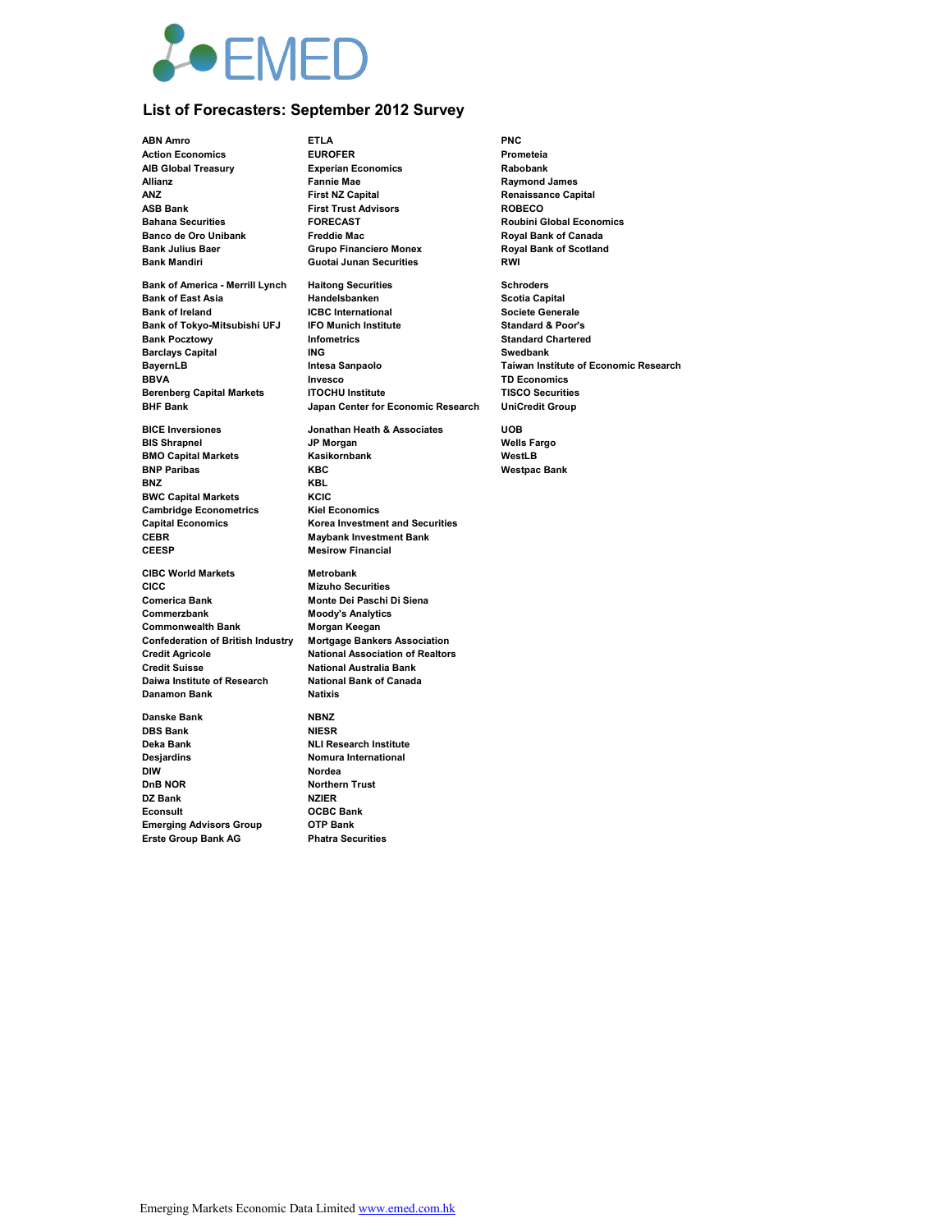EMED

## List of Forecasters: September 2012 Survey

ABN Amro
Action Economics
AIB Global Treasury
Allianz
ANZ
ASB Bank
Bahana Securities
Banco de Oro Unibank
Bank Julius Baer
Bank Mandiri

Bank of America - Merrill Lynch
Bank of East Asia
Bank of Ireland
Bank of Tokyo-Mitsubishi UFJ
Bank Pocztowy
Barclays Capital
BayernLB
BBVA
Berenberg Capital Markets
BHF Bank

BICE Inversiones
BIS Shrapnel
BMO Capital Markets
BNP Paribas
BNZ
BWC Capital Markets
Cambridge Econometrics
Capital Economics
CEBR
CEESP

CIBC World Markets
CICC
Comerica Bank
Commerzbank
Commonwealth Bank
Confederation of British Industry
Credit Agricole
Credit Suisse
Daiwa Institute of Research
Danamon Bank

Danske Bank
DBS Bank
Deka Bank
Desjardins
DIW
DnB NOR
DZ Bank
Econsult
Emerging Advisors Group
Erste Group Bank AG

ETLA
EUROFER
Experian Economics
Fannie Mae
First NZ Capital
First Trust Advisors
FORECAST
Freddie Mac
Grupo Financiero Monex
Guotai Junan Securities

Haitong Securities
Handelsbanken
ICBC International
IFO Munich Institute
Infometrics
ING
Intesa Sanpaolo
Invesco
ITOCHU Institute
Japan Center for Economic Research

Jonathan Heath & Associates
JP Morgan
Kasikornbank
KBC
KBL
KCIC
Kiel Economics
Korea Investment and Securities
Maybank Investment Bank
Mesirow Financial

Metrobank
Mizuho Securities
Monte Dei Paschi Di Siena
Moody's Analytics
Morgan Keegan
Mortgage Bankers Association
National Association of Realtors
National Australia Bank
National Bank of Canada
Natixis

NBNZ
NIESR
NLI Research Institute
Nomura International
Nordea
Northern Trust
NZIER
OCBC Bank
OTP Bank
Phatra Securities

PNC
Prometeia
Rabobank
Raymond James
Renaissance Capital
ROBECO
Roubini Global Economics
Royal Bank of Canada
Royal Bank of Scotland
RWI

Schroders
Scotia Capital
Societe Generale
Standard & Poor's
Standard Chartered
Swedbank
Taiwan Institute of Economic Research
TD Economics
TISCO Securities
UniCredit Group

UOB
Wells Fargo
WestLB
Westpac Bank

Emerging Markets Economic Data Limited www.emed.com.hk